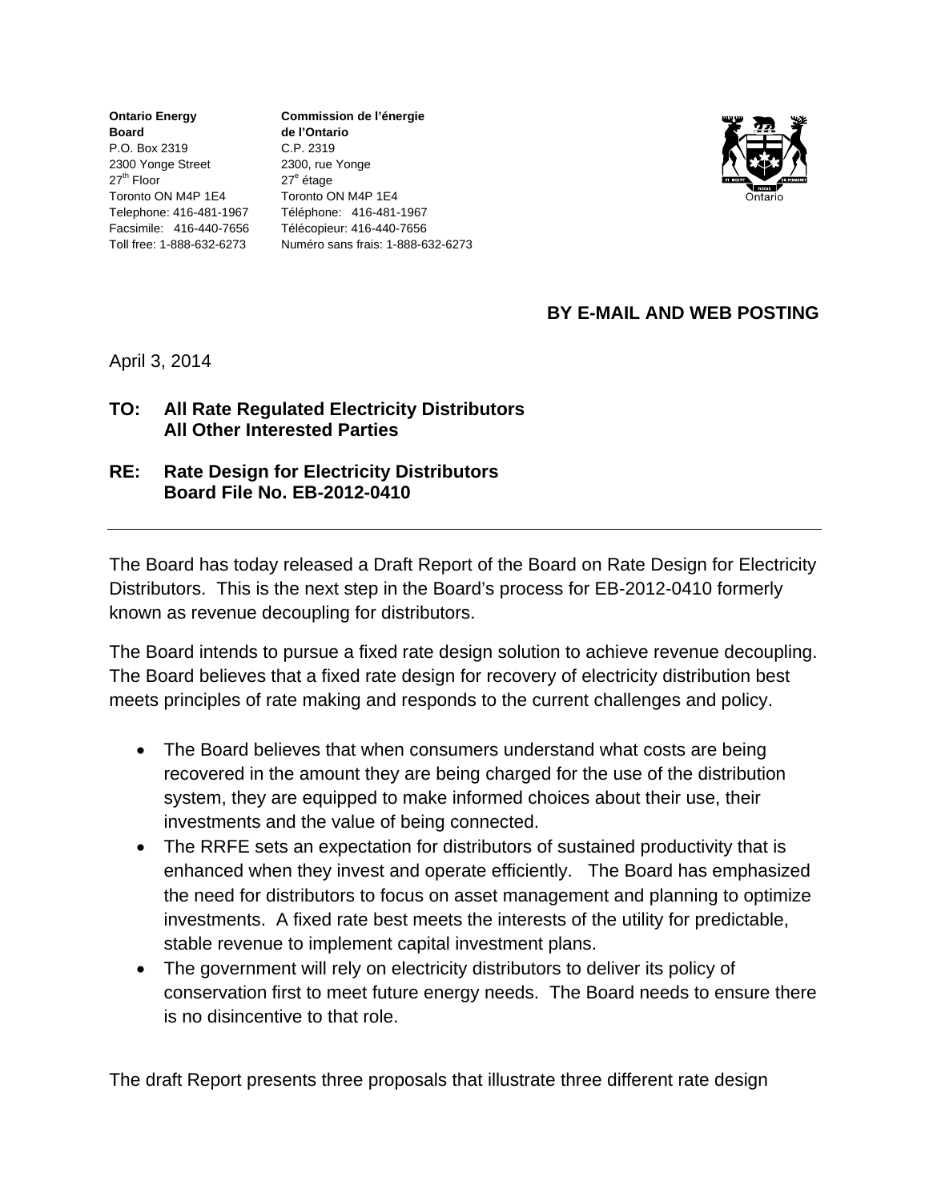**Ontario Energy Board**
P.O. Box 2319
2300 Yonge Street
27th Floor
Toronto ON M4P 1E4
Telephone: 416-481-1967
Facsimile: 416-440-7656
Toll free: 1-888-632-6273

**Commission de l'énergie de l'Ontario**
C.P. 2319
2300, rue Yonge
27e étage
Toronto ON M4P 1E4
Téléphone: 416-481-1967
Télécopieur: 416-440-7656
Numéro sans frais: 1-888-632-6273

Ontario

**BY E-MAIL AND WEB POSTING**

April 3, 2014

**TO: All Rate Regulated Electricity Distributors**
**All Other Interested Parties**

**RE: Rate Design for Electricity Distributors**
**Board File No. EB-2012-0410**

---

The Board has today released a Draft Report of the Board on Rate Design for Electricity Distributors. This is the next step in the Board's process for EB-2012-0410 formerly known as revenue decoupling for distributors.

The Board intends to pursue a fixed rate design solution to achieve revenue decoupling. The Board believes that a fixed rate design for recovery of electricity distribution best meets principles of rate making and responds to the current challenges and policy.

- The Board believes that when consumers understand what costs are being recovered in the amount they are being charged for the use of the distribution system, they are equipped to make informed choices about their use, their investments and the value of being connected.
- The RRFE sets an expectation for distributors of sustained productivity that is enhanced when they invest and operate efficiently. The Board has emphasized the need for distributors to focus on asset management and planning to optimize investments. A fixed rate best meets the interests of the utility for predictable, stable revenue to implement capital investment plans.
- The government will rely on electricity distributors to deliver its policy of conservation first to meet future energy needs. The Board needs to ensure there is no disincentive to that role.

The draft Report presents three proposals that illustrate three different rate design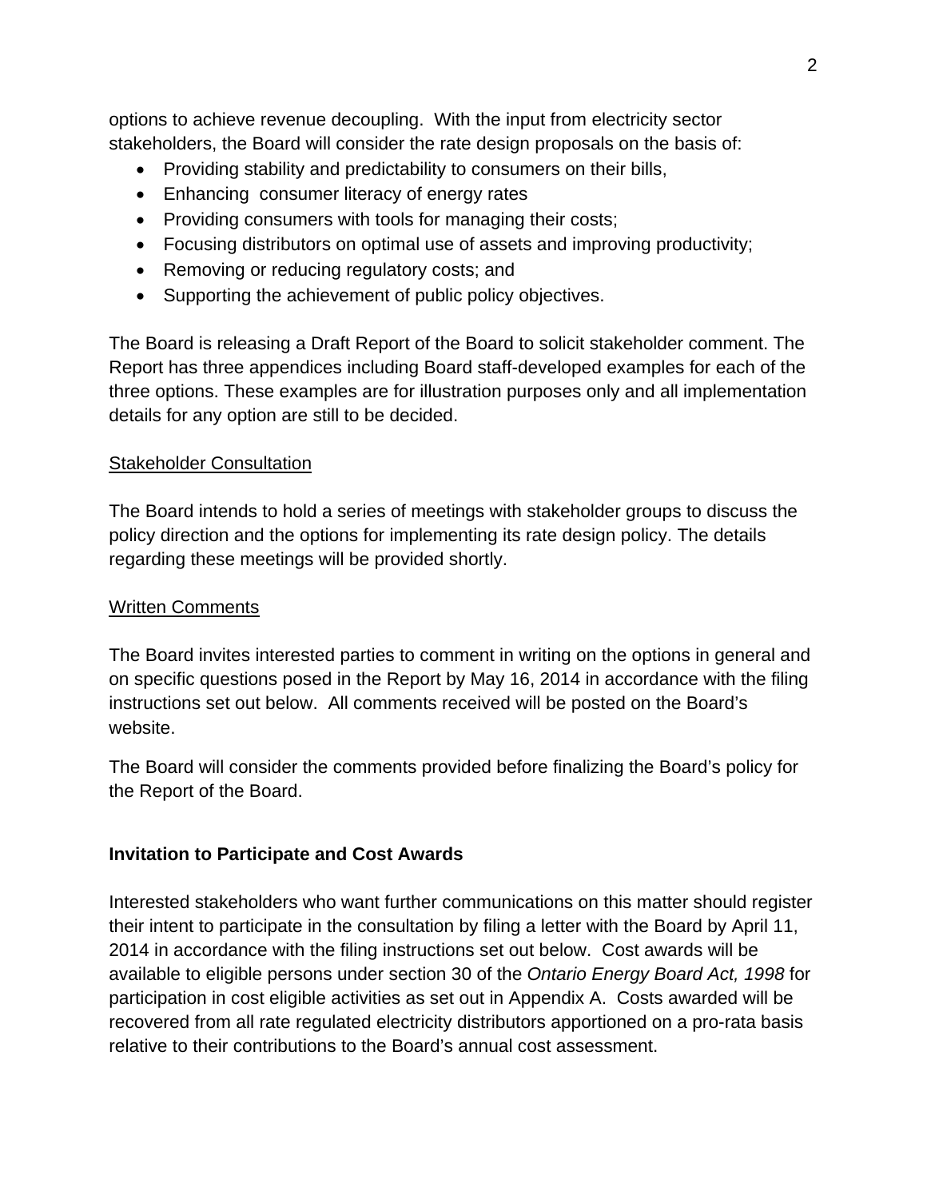options to achieve revenue decoupling. With the input from electricity sector stakeholders, the Board will consider the rate design proposals on the basis of:

- Providing stability and predictability to consumers on their bills,
- Enhancing consumer literacy of energy rates
- Providing consumers with tools for managing their costs;
- Focusing distributors on optimal use of assets and improving productivity;
- Removing or reducing regulatory costs; and
- Supporting the achievement of public policy objectives.

The Board is releasing a Draft Report of the Board to solicit stakeholder comment. The Report has three appendices including Board staff-developed examples for each of the three options. These examples are for illustration purposes only and all implementation details for any option are still to be decided.

Stakeholder Consultation

The Board intends to hold a series of meetings with stakeholder groups to discuss the policy direction and the options for implementing its rate design policy. The details regarding these meetings will be provided shortly.

Written Comments

The Board invites interested parties to comment in writing on the options in general and on specific questions posed in the Report by May 16, 2014 in accordance with the filing instructions set out below. All comments received will be posted on the Board's website.

The Board will consider the comments provided before finalizing the Board's policy for the Report of the Board.

**Invitation to Participate and Cost Awards**

Interested stakeholders who want further communications on this matter should register their intent to participate in the consultation by filing a letter with the Board by April 11, 2014 in accordance with the filing instructions set out below. Cost awards will be available to eligible persons under section 30 of the *Ontario Energy Board Act, 1998* for participation in cost eligible activities as set out in Appendix A. Costs awarded will be recovered from all rate regulated electricity distributors apportioned on a pro-rata basis relative to their contributions to the Board's annual cost assessment.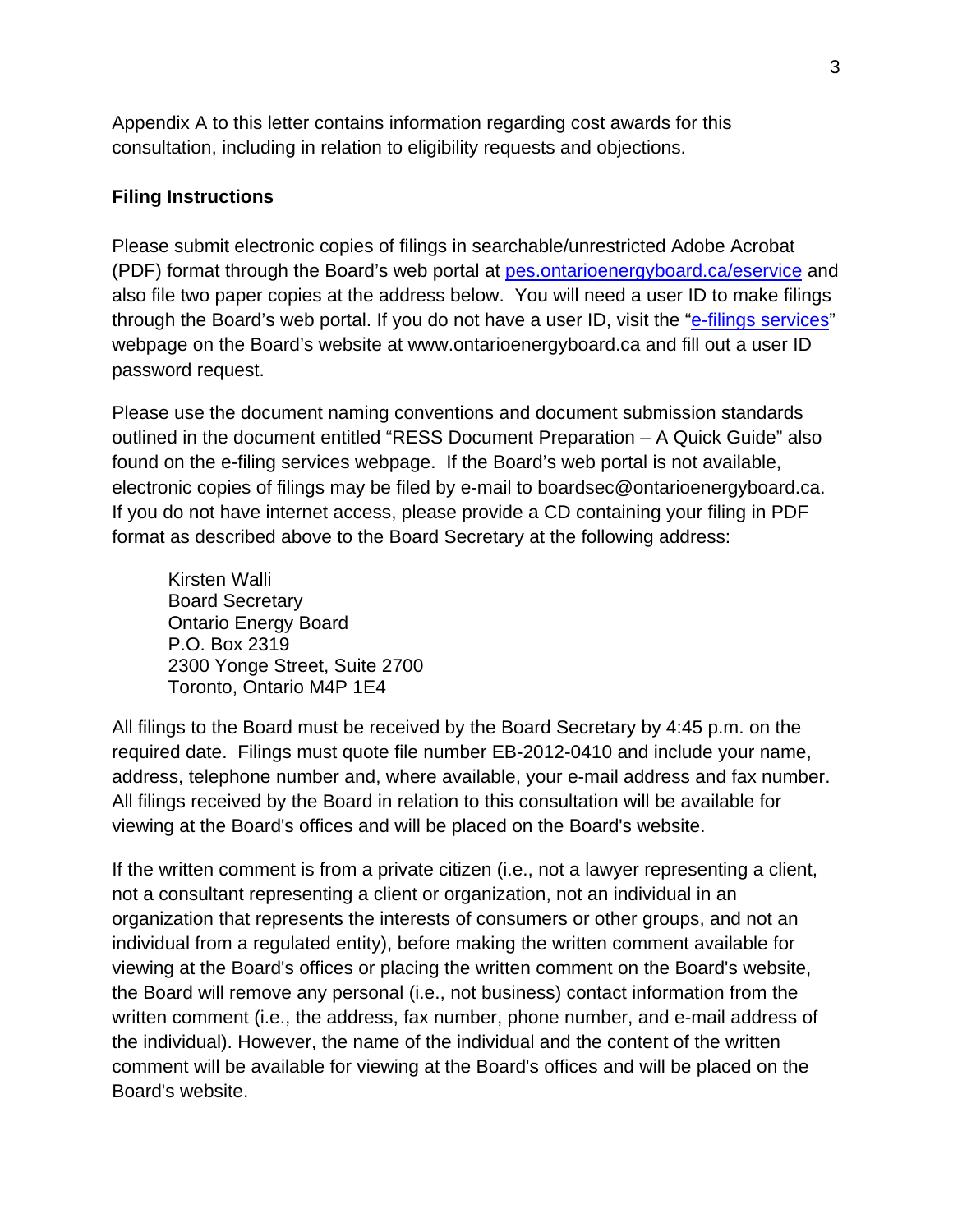Appendix A to this letter contains information regarding cost awards for this consultation, including in relation to eligibility requests and objections.

**Filing Instructions**

Please submit electronic copies of filings in searchable/unrestricted Adobe Acrobat (PDF) format through the Board's web portal at [pes.ontarioenergyboard.ca/eservice](pes.ontarioenergyboard.ca/eservice) and also file two paper copies at the address below. You will need a user ID to make filings through the Board's web portal. If you do not have a user ID, visit the "e-filings services" webpage on the Board's website at www.ontarioenergyboard.ca and fill out a user ID password request.

Please use the document naming conventions and document submission standards outlined in the document entitled "RESS Document Preparation – A Quick Guide" also found on the e-filing services webpage. If the Board's web portal is not available, electronic copies of filings may be filed by e-mail to boardsec@ontarioenergyboard.ca. If you do not have internet access, please provide a CD containing your filing in PDF format as described above to the Board Secretary at the following address:

Kirsten Walli
Board Secretary
Ontario Energy Board
P.O. Box 2319
2300 Yonge Street, Suite 2700
Toronto, Ontario M4P 1E4

All filings to the Board must be received by the Board Secretary by 4:45 p.m. on the required date. Filings must quote file number EB-2012-0410 and include your name, address, telephone number and, where available, your e-mail address and fax number. All filings received by the Board in relation to this consultation will be available for viewing at the Board's offices and will be placed on the Board's website.

If the written comment is from a private citizen (i.e., not a lawyer representing a client, not a consultant representing a client or organization, not an individual in an organization that represents the interests of consumers or other groups, and not an individual from a regulated entity), before making the written comment available for viewing at the Board's offices or placing the written comment on the Board's website, the Board will remove any personal (i.e., not business) contact information from the written comment (i.e., the address, fax number, phone number, and e-mail address of the individual). However, the name of the individual and the content of the written comment will be available for viewing at the Board's offices and will be placed on the Board's website.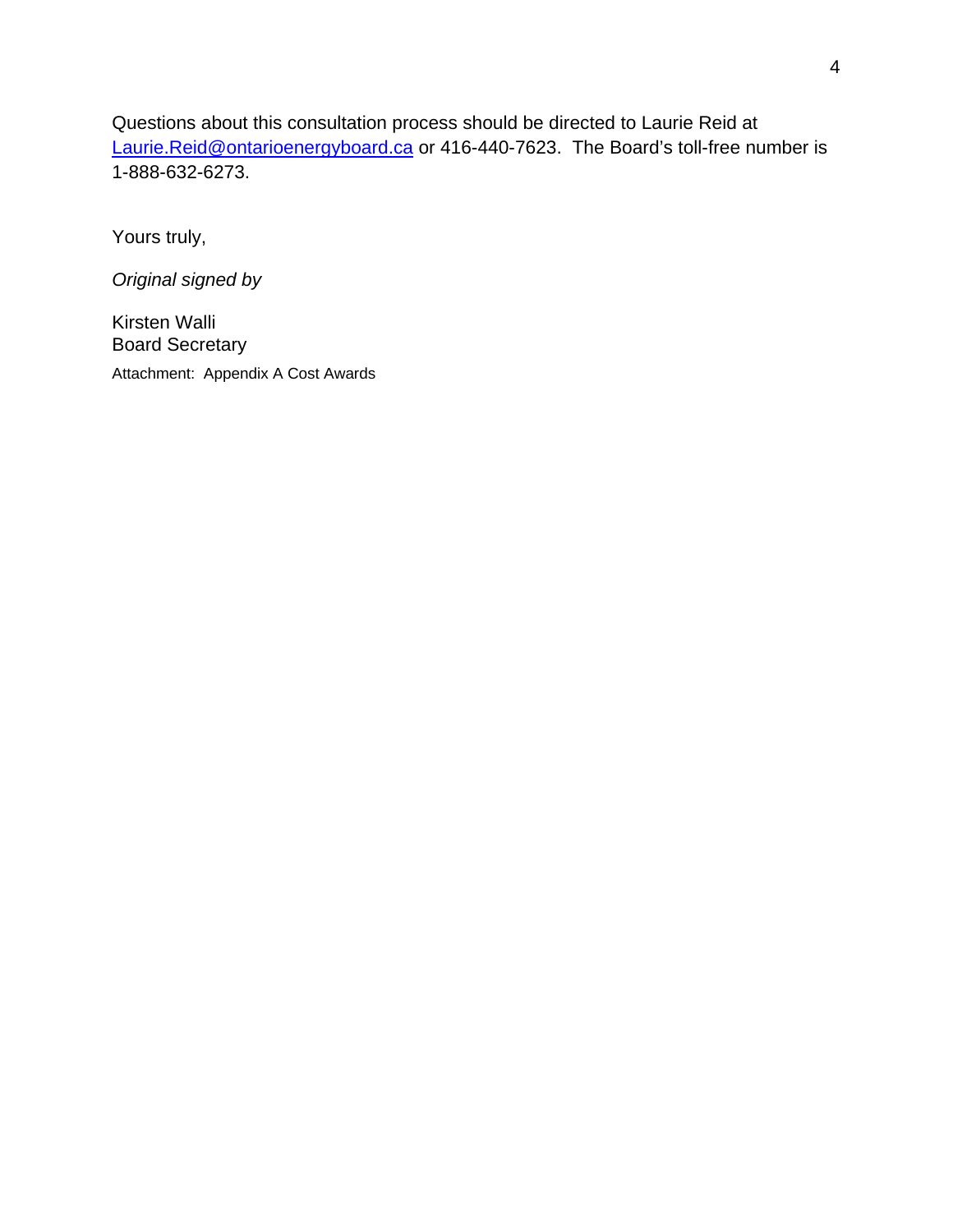Questions about this consultation process should be directed to Laurie Reid at [Laurie.Reid@ontarioenergyboard.ca](mailto:Laurie.Reid@ontarioenergyboard.ca) or 416-440-7623. The Board's toll-free number is 1-888-632-6273.

Yours truly,

*Original signed by*

Kirsten Walli  
Board Secretary

Attachment: Appendix A Cost Awards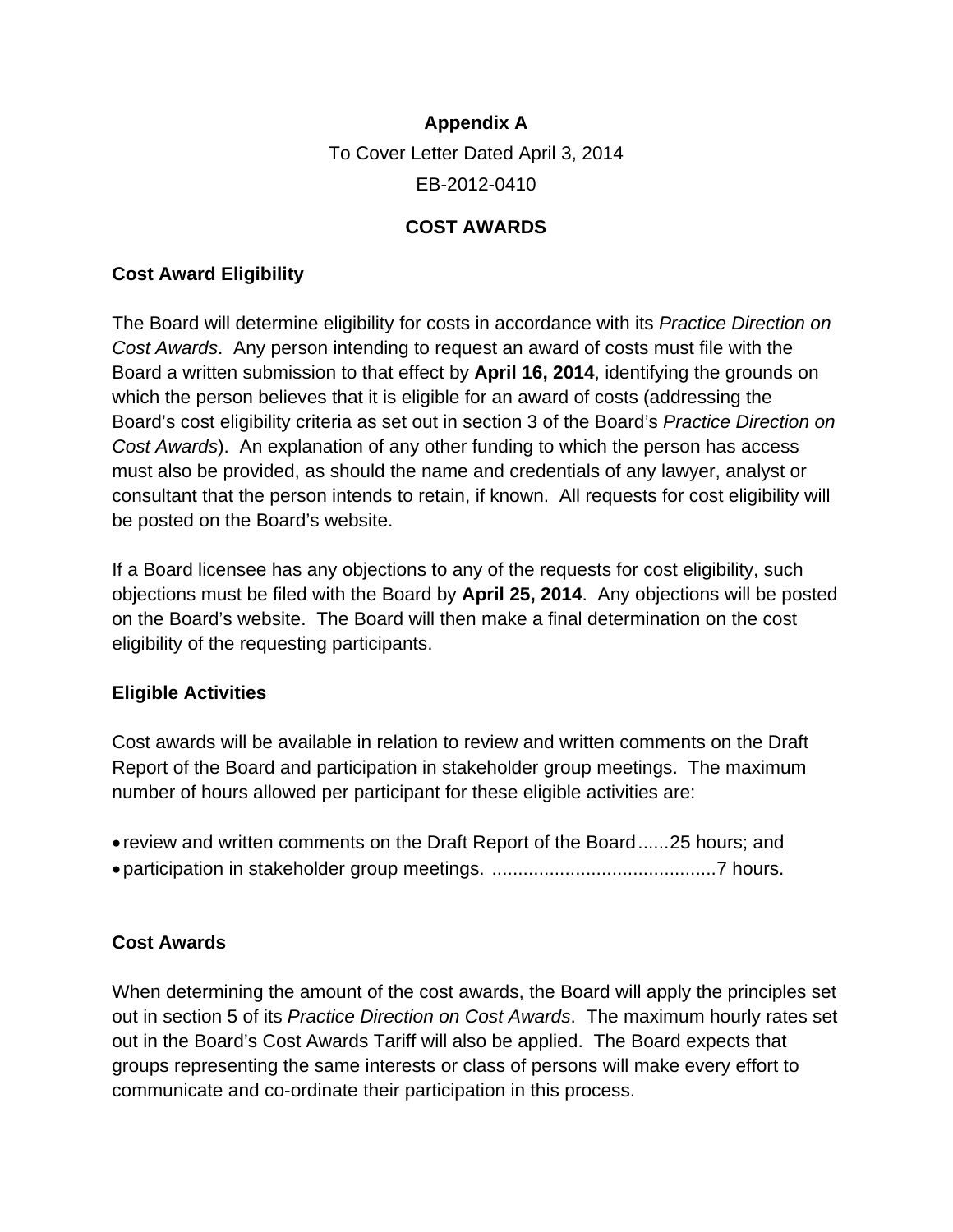**Appendix A**

To Cover Letter Dated April 3, 2014

EB-2012-0410

**COST AWARDS**

**Cost Award Eligibility**

The Board will determine eligibility for costs in accordance with its *Practice Direction on Cost Awards*. Any person intending to request an award of costs must file with the Board a written submission to that effect by **April 16, 2014**, identifying the grounds on which the person believes that it is eligible for an award of costs (addressing the Board's cost eligibility criteria as set out in section 3 of the Board's *Practice Direction on Cost Awards*). An explanation of any other funding to which the person has access must also be provided, as should the name and credentials of any lawyer, analyst or consultant that the person intends to retain, if known. All requests for cost eligibility will be posted on the Board's website.

If a Board licensee has any objections to any of the requests for cost eligibility, such objections must be filed with the Board by **April 25, 2014**. Any objections will be posted on the Board's website. The Board will then make a final determination on the cost eligibility of the requesting participants.

**Eligible Activities**

Cost awards will be available in relation to review and written comments on the Draft Report of the Board and participation in stakeholder group meetings. The maximum number of hours allowed per participant for these eligible activities are:

- review and written comments on the Draft Report of the Board......25 hours; and
- participation in stakeholder group meetings. ..........................................7 hours.

**Cost Awards**

When determining the amount of the cost awards, the Board will apply the principles set out in section 5 of its *Practice Direction on Cost Awards*. The maximum hourly rates set out in the Board's Cost Awards Tariff will also be applied. The Board expects that groups representing the same interests or class of persons will make every effort to communicate and co-ordinate their participation in this process.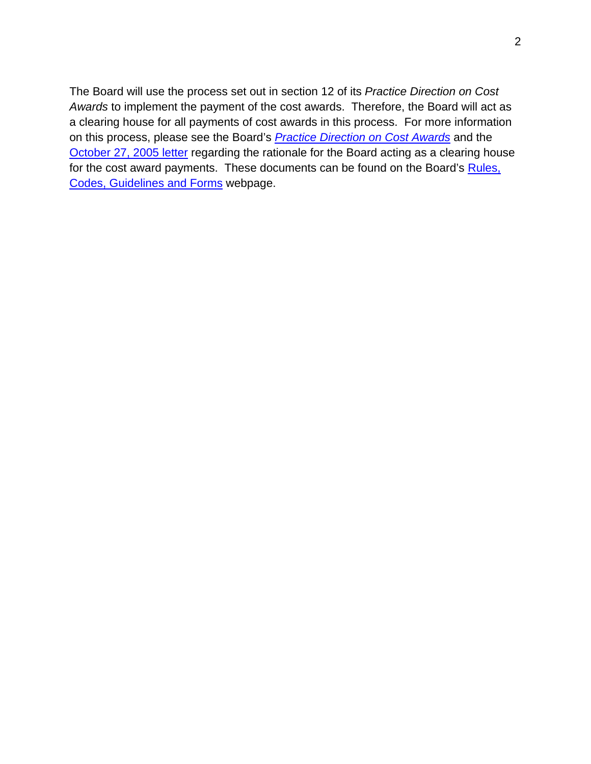The Board will use the process set out in section 12 of its *Practice Direction on Cost Awards* to implement the payment of the cost awards. Therefore, the Board will act as a clearing house for all payments of cost awards in this process. For more information on this process, please see the Board's *Practice Direction on Cost Awards* and the October 27, 2005 letter regarding the rationale for the Board acting as a clearing house for the cost award payments. These documents can be found on the Board's Rules, Codes, Guidelines and Forms webpage.